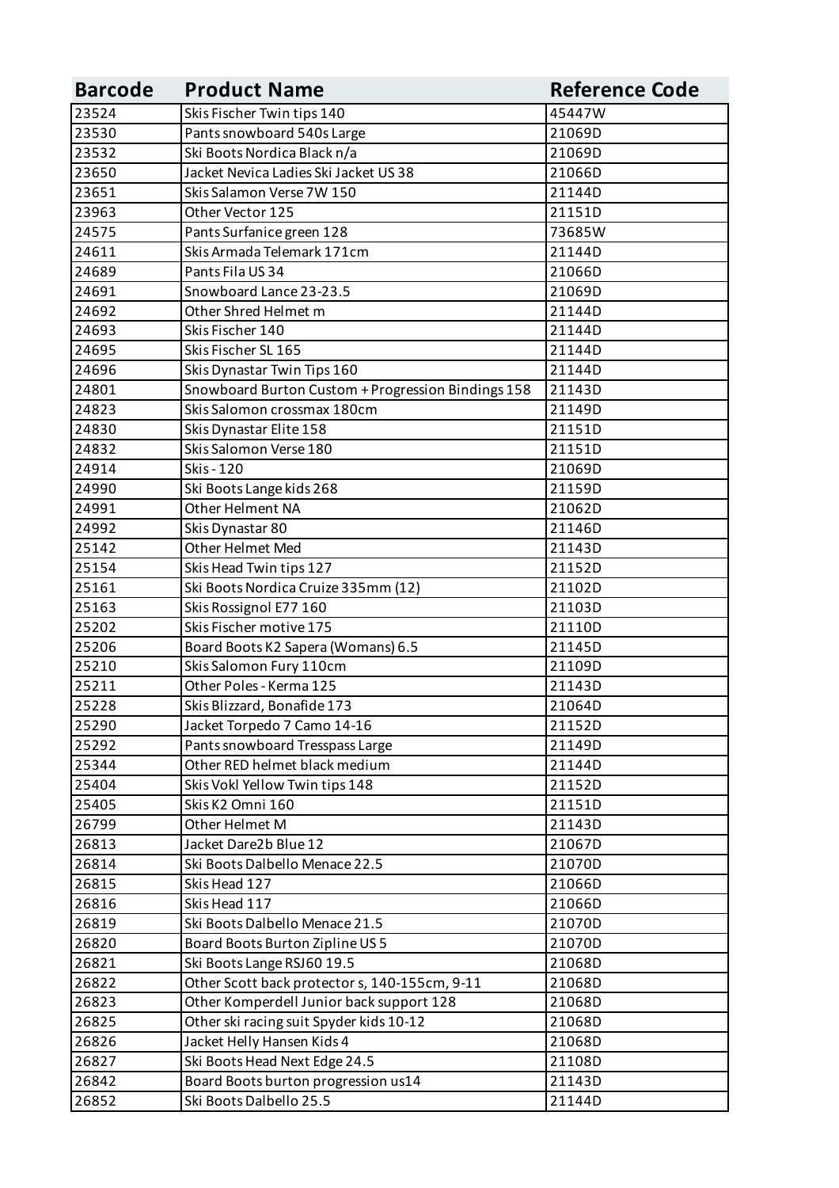| Barcode | Product Name | Reference Code |
| --- | --- | --- |
| 23524 | Skis Fischer Twin tips 140 | 45447W |
| 23530 | Pants snowboard 540s Large | 21069D |
| 23532 | Ski Boots Nordica Black n/a | 21069D |
| 23650 | Jacket Nevica Ladies Ski Jacket US 38 | 21066D |
| 23651 | Skis Salamon Verse 7W 150 | 21144D |
| 23963 | Other Vector 125 | 21151D |
| 24575 | Pants Surfanice green 128 | 73685W |
| 24611 | Skis Armada Telemark 171cm | 21144D |
| 24689 | Pants Fila US 34 | 21066D |
| 24691 | Snowboard Lance 23-23.5 | 21069D |
| 24692 | Other Shred Helmet m | 21144D |
| 24693 | Skis Fischer 140 | 21144D |
| 24695 | Skis Fischer SL 165 | 21144D |
| 24696 | Skis Dynastar Twin Tips 160 | 21144D |
| 24801 | Snowboard Burton Custom + Progression Bindings 158 | 21143D |
| 24823 | Skis Salomon crossmax 180cm | 21149D |
| 24830 | Skis Dynastar Elite 158 | 21151D |
| 24832 | Skis Salomon Verse 180 | 21151D |
| 24914 | Skis - 120 | 21069D |
| 24990 | Ski Boots Lange kids 268 | 21159D |
| 24991 | Other Helment NA | 21062D |
| 24992 | Skis Dynastar 80 | 21146D |
| 25142 | Other Helmet Med | 21143D |
| 25154 | Skis Head Twin tips 127 | 21152D |
| 25161 | Ski Boots Nordica Cruize 335mm (12) | 21102D |
| 25163 | Skis Rossignol E77 160 | 21103D |
| 25202 | Skis Fischer motive 175 | 21110D |
| 25206 | Board Boots K2 Sapera (Womans) 6.5 | 21145D |
| 25210 | Skis Salomon Fury 110cm | 21109D |
| 25211 | Other Poles - Kerma 125 | 21143D |
| 25228 | Skis Blizzard, Bonafide 173 | 21064D |
| 25290 | Jacket Torpedo 7 Camo 14-16 | 21152D |
| 25292 | Pants snowboard Tresspass Large | 21149D |
| 25344 | Other RED helmet black medium | 21144D |
| 25404 | Skis Vokl Yellow Twin tips 148 | 21152D |
| 25405 | Skis K2 Omni 160 | 21151D |
| 26799 | Other Helmet M | 21143D |
| 26813 | Jacket Dare2b Blue 12 | 21067D |
| 26814 | Ski Boots Dalbello Menace 22.5 | 21070D |
| 26815 | Skis Head 127 | 21066D |
| 26816 | Skis Head 117 | 21066D |
| 26819 | Ski Boots Dalbello Menace 21.5 | 21070D |
| 26820 | Board Boots Burton Zipline US 5 | 21070D |
| 26821 | Ski Boots Lange RSJ60 19.5 | 21068D |
| 26822 | Other Scott back protector s, 140-155cm, 9-11 | 21068D |
| 26823 | Other Komperdell Junior back support 128 | 21068D |
| 26825 | Other ski racing suit Spyder kids 10-12 | 21068D |
| 26826 | Jacket Helly Hansen Kids 4 | 21068D |
| 26827 | Ski Boots Head Next Edge 24.5 | 21108D |
| 26842 | Board Boots burton progression us14 | 21143D |
| 26852 | Ski Boots Dalbello 25.5 | 21144D |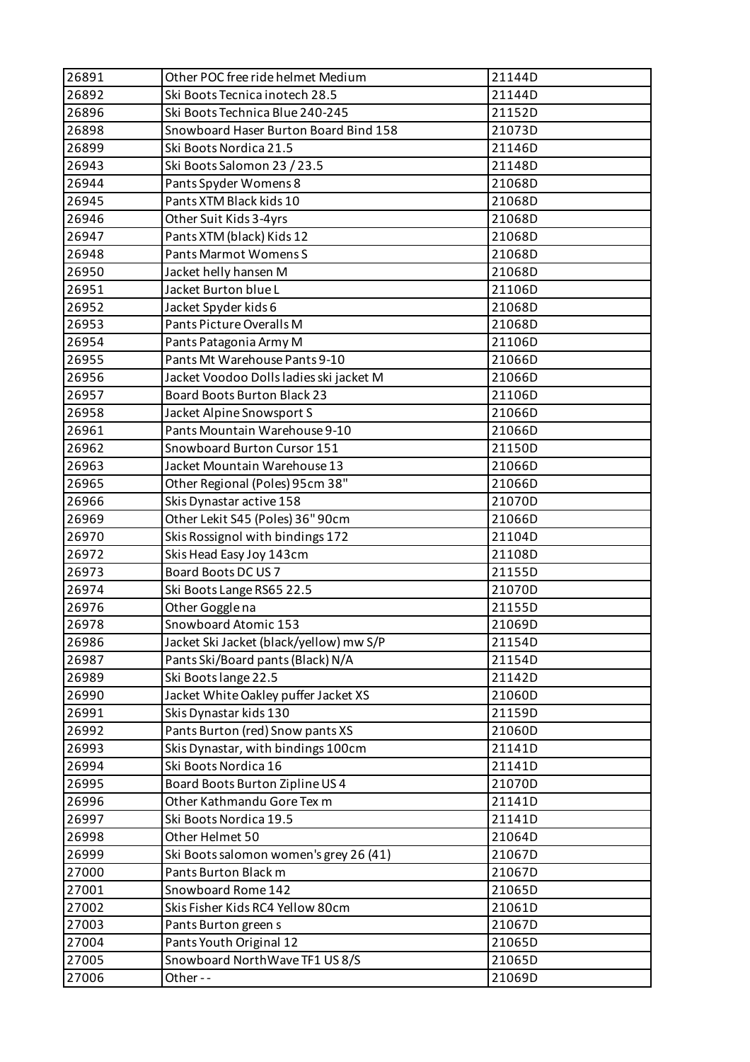| 26891 | Other POC free ride helmet Medium | 21144D |
|---|---|---|
| 26892 | Ski Boots Tecnica inotech 28.5 | 21144D |
| 26896 | Ski Boots Technica Blue 240-245 | 21152D |
| 26898 | Snowboard Haser Burton Board Bind 158 | 21073D |
| 26899 | Ski Boots Nordica 21.5 | 21146D |
| 26943 | Ski Boots Salomon 23 / 23.5 | 21148D |
| 26944 | Pants Spyder Womens 8 | 21068D |
| 26945 | Pants XTM Black kids 10 | 21068D |
| 26946 | Other Suit Kids 3-4yrs | 21068D |
| 26947 | Pants XTM (black) Kids 12 | 21068D |
| 26948 | Pants Marmot Womens S | 21068D |
| 26950 | Jacket helly hansen M | 21068D |
| 26951 | Jacket Burton blue L | 21106D |
| 26952 | Jacket Spyder kids 6 | 21068D |
| 26953 | Pants Picture Overalls M | 21068D |
| 26954 | Pants Patagonia Army M | 21106D |
| 26955 | Pants Mt Warehouse Pants 9-10 | 21066D |
| 26956 | Jacket Voodoo Dolls ladies ski jacket M | 21066D |
| 26957 | Board Boots Burton Black 23 | 21106D |
| 26958 | Jacket Alpine Snowsport S | 21066D |
| 26961 | Pants Mountain Warehouse 9-10 | 21066D |
| 26962 | Snowboard Burton Cursor 151 | 21150D |
| 26963 | Jacket Mountain Warehouse 13 | 21066D |
| 26965 | Other Regional (Poles) 95cm 38" | 21066D |
| 26966 | Skis Dynastar active 158 | 21070D |
| 26969 | Other Lekit S45 (Poles) 36" 90cm | 21066D |
| 26970 | Skis Rossignol with bindings 172 | 21104D |
| 26972 | Skis Head Easy Joy 143cm | 21108D |
| 26973 | Board Boots DC US 7 | 21155D |
| 26974 | Ski Boots Lange RS65 22.5 | 21070D |
| 26976 | Other Goggle na | 21155D |
| 26978 | Snowboard Atomic 153 | 21069D |
| 26986 | Jacket Ski Jacket (black/yellow) mw S/P | 21154D |
| 26987 | Pants Ski/Board pants (Black) N/A | 21154D |
| 26989 | Ski Boots lange 22.5 | 21142D |
| 26990 | Jacket White Oakley puffer Jacket XS | 21060D |
| 26991 | Skis Dynastar kids 130 | 21159D |
| 26992 | Pants Burton (red) Snow pants XS | 21060D |
| 26993 | Skis Dynastar, with bindings 100cm | 21141D |
| 26994 | Ski Boots Nordica 16 | 21141D |
| 26995 | Board Boots Burton Zipline US 4 | 21070D |
| 26996 | Other Kathmandu Gore Tex m | 21141D |
| 26997 | Ski Boots Nordica 19.5 | 21141D |
| 26998 | Other Helmet 50 | 21064D |
| 26999 | Ski Boots salomon women's grey 26 (41) | 21067D |
| 27000 | Pants Burton Black m | 21067D |
| 27001 | Snowboard Rome 142 | 21065D |
| 27002 | Skis Fisher Kids RC4 Yellow 80cm | 21061D |
| 27003 | Pants Burton green s | 21067D |
| 27004 | Pants Youth Original 12 | 21065D |
| 27005 | Snowboard NorthWave TF1 US 8/S | 21065D |
| 27006 | Other - - | 21069D |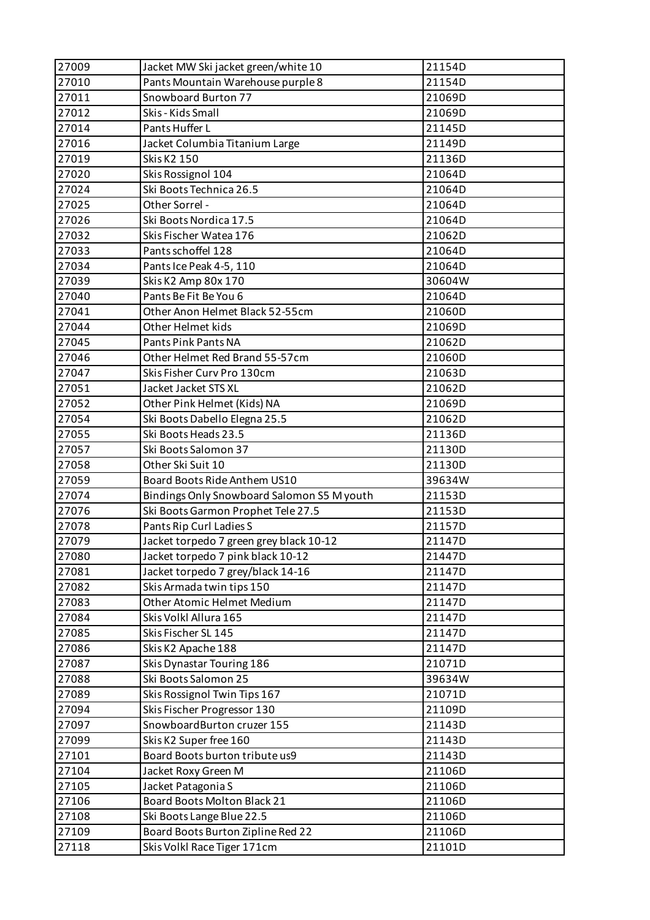| 27009 | Jacket MW Ski jacket green/white 10 | 21154D |
|---|---|---|
| 27010 | Pants Mountain Warehouse purple 8 | 21154D |
| 27011 | Snowboard Burton 77 | 21069D |
| 27012 | Skis - Kids Small | 21069D |
| 27014 | Pants Huffer L | 21145D |
| 27016 | Jacket Columbia Titanium Large | 21149D |
| 27019 | Skis K2 150 | 21136D |
| 27020 | Skis Rossignol 104 | 21064D |
| 27024 | Ski Boots Technica 26.5 | 21064D |
| 27025 | Other Sorrel - | 21064D |
| 27026 | Ski Boots Nordica 17.5 | 21064D |
| 27032 | Skis Fischer Watea 176 | 21062D |
| 27033 | Pants schoffel 128 | 21064D |
| 27034 | Pants Ice Peak 4-5, 110 | 21064D |
| 27039 | Skis K2 Amp 80x 170 | 30604W |
| 27040 | Pants Be Fit Be You 6 | 21064D |
| 27041 | Other Anon Helmet Black 52-55cm | 21060D |
| 27044 | Other Helmet kids | 21069D |
| 27045 | Pants Pink Pants NA | 21062D |
| 27046 | Other Helmet Red Brand 55-57cm | 21060D |
| 27047 | Skis Fisher Curv Pro 130cm | 21063D |
| 27051 | Jacket Jacket STS XL | 21062D |
| 27052 | Other Pink Helmet (Kids) NA | 21069D |
| 27054 | Ski Boots Dabello Elegna 25.5 | 21062D |
| 27055 | Ski Boots Heads 23.5 | 21136D |
| 27057 | Ski Boots Salomon 37 | 21130D |
| 27058 | Other Ski Suit 10 | 21130D |
| 27059 | Board Boots Ride Anthem US10 | 39634W |
| 27074 | Bindings Only Snowboard Salomon S5 M youth | 21153D |
| 27076 | Ski Boots Garmon Prophet Tele 27.5 | 21153D |
| 27078 | Pants Rip Curl Ladies S | 21157D |
| 27079 | Jacket torpedo 7 green grey black 10-12 | 21147D |
| 27080 | Jacket torpedo 7 pink black 10-12 | 21447D |
| 27081 | Jacket torpedo 7 grey/black 14-16 | 21147D |
| 27082 | Skis Armada twin tips 150 | 21147D |
| 27083 | Other Atomic Helmet Medium | 21147D |
| 27084 | Skis Volkl Allura 165 | 21147D |
| 27085 | Skis Fischer SL 145 | 21147D |
| 27086 | Skis K2 Apache 188 | 21147D |
| 27087 | Skis Dynastar Touring 186 | 21071D |
| 27088 | Ski Boots Salomon 25 | 39634W |
| 27089 | Skis Rossignol Twin Tips 167 | 21071D |
| 27094 | Skis Fischer Progressor 130 | 21109D |
| 27097 | SnowboardBurton cruzer 155 | 21143D |
| 27099 | Skis K2 Super free 160 | 21143D |
| 27101 | Board Boots burton tribute us9 | 21143D |
| 27104 | Jacket Roxy Green M | 21106D |
| 27105 | Jacket Patagonia S | 21106D |
| 27106 | Board Boots Molton Black 21 | 21106D |
| 27108 | Ski Boots Lange Blue 22.5 | 21106D |
| 27109 | Board Boots Burton Zipline Red 22 | 21106D |
| 27118 | Skis Volkl Race Tiger 171cm | 21101D |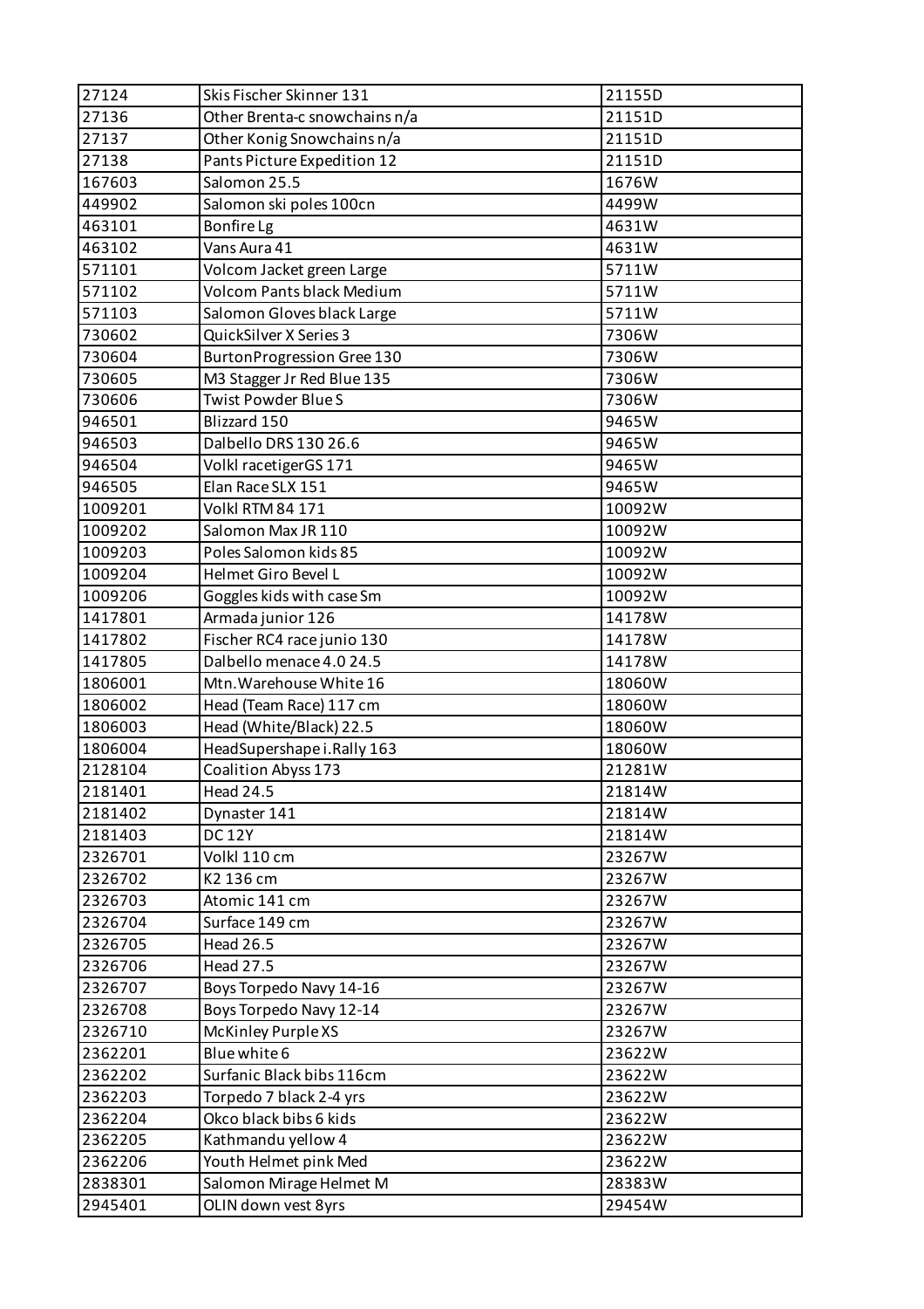| 27124 | Skis Fischer Skinner 131 | 21155D |
|---|---|---|
| 27136 | Other Brenta-c snowchains n/a | 21151D |
| 27137 | Other Konig Snowchains n/a | 21151D |
| 27138 | Pants Picture Expedition 12 | 21151D |
| 167603 | Salomon 25.5 | 1676W |
| 449902 | Salomon ski poles 100cn | 4499W |
| 463101 | Bonfire Lg | 4631W |
| 463102 | Vans Aura 41 | 4631W |
| 571101 | Volcom Jacket green Large | 5711W |
| 571102 | Volcom Pants black Medium | 5711W |
| 571103 | Salomon Gloves black Large | 5711W |
| 730602 | QuickSilver X Series 3 | 7306W |
| 730604 | BurtonProgression Gree 130 | 7306W |
| 730605 | M3 Stagger Jr Red Blue 135 | 7306W |
| 730606 | Twist Powder Blue S | 7306W |
| 946501 | Blizzard 150 | 9465W |
| 946503 | Dalbello DRS 130 26.6 | 9465W |
| 946504 | Volkl racetigerGS 171 | 9465W |
| 946505 | Elan Race SLX 151 | 9465W |
| 1009201 | Volkl RTM 84 171 | 10092W |
| 1009202 | Salomon Max JR 110 | 10092W |
| 1009203 | Poles Salomon kids 85 | 10092W |
| 1009204 | Helmet Giro Bevel L | 10092W |
| 1009206 | Goggles kids with case Sm | 10092W |
| 1417801 | Armada junior 126 | 14178W |
| 1417802 | Fischer RC4 race junio 130 | 14178W |
| 1417805 | Dalbello menace 4.0 24.5 | 14178W |
| 1806001 | Mtn.Warehouse White 16 | 18060W |
| 1806002 | Head (Team Race) 117 cm | 18060W |
| 1806003 | Head (White/Black) 22.5 | 18060W |
| 1806004 | HeadSupershape i.Rally 163 | 18060W |
| 2128104 | Coalition Abyss 173 | 21281W |
| 2181401 | Head 24.5 | 21814W |
| 2181402 | Dynaster 141 | 21814W |
| 2181403 | DC 12Y | 21814W |
| 2326701 | Volkl 110 cm | 23267W |
| 2326702 | K2 136 cm | 23267W |
| 2326703 | Atomic 141 cm | 23267W |
| 2326704 | Surface 149 cm | 23267W |
| 2326705 | Head 26.5 | 23267W |
| 2326706 | Head 27.5 | 23267W |
| 2326707 | Boys Torpedo Navy 14-16 | 23267W |
| 2326708 | Boys Torpedo Navy 12-14 | 23267W |
| 2326710 | McKinley Purple XS | 23267W |
| 2362201 | Blue white 6 | 23622W |
| 2362202 | Surfanic Black bibs 116cm | 23622W |
| 2362203 | Torpedo 7 black 2-4 yrs | 23622W |
| 2362204 | Okco black bibs 6 kids | 23622W |
| 2362205 | Kathmandu yellow 4 | 23622W |
| 2362206 | Youth Helmet pink Med | 23622W |
| 2838301 | Salomon Mirage Helmet M | 28383W |
| 2945401 | OLIN down vest 8yrs | 29454W |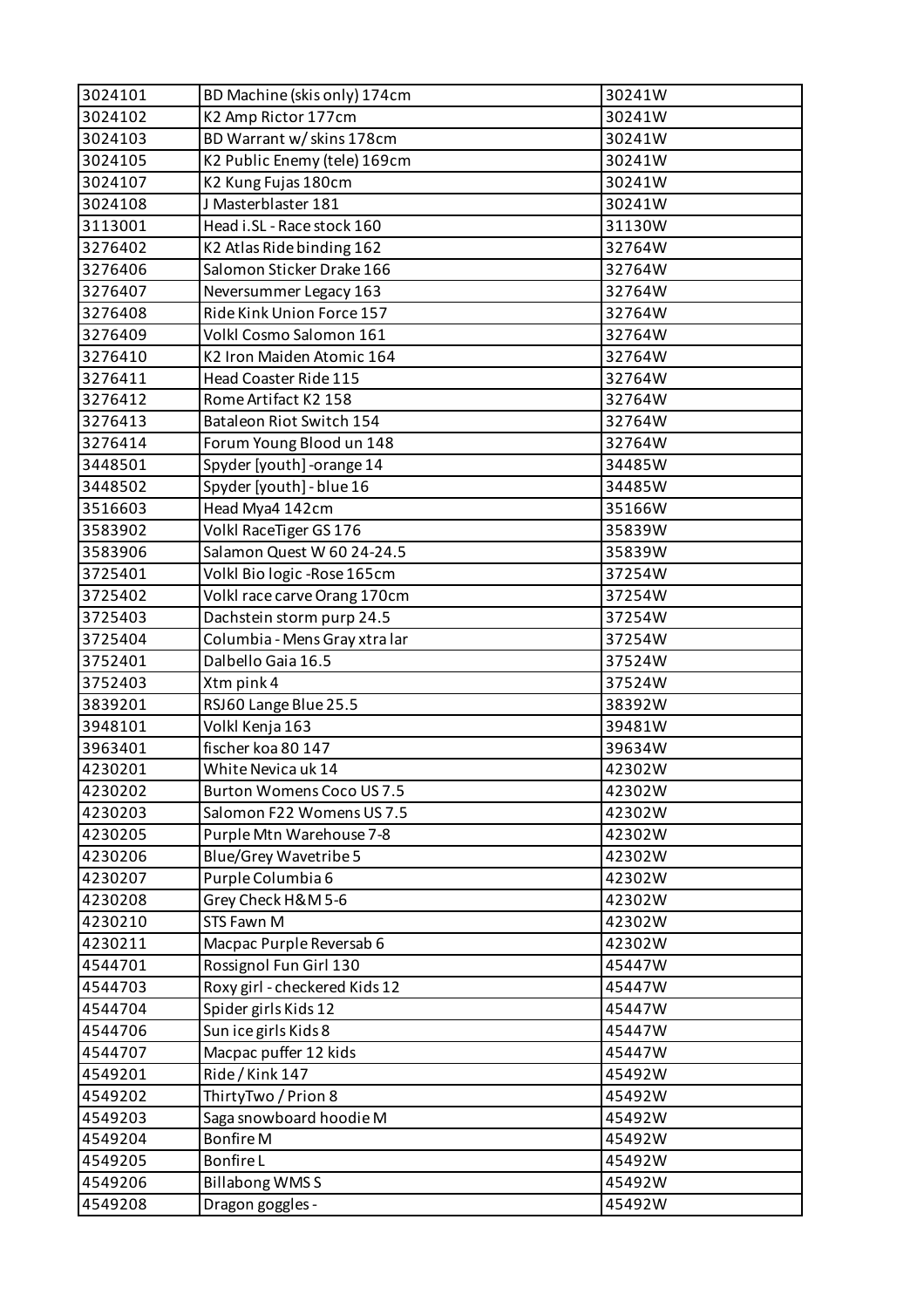| 3024101 | BD Machine (skis only) 174cm | 30241W |
|---|---|---|
| 3024102 | K2 Amp Rictor 177cm | 30241W |
| 3024103 | BD Warrant w/ skins 178cm | 30241W |
| 3024105 | K2 Public Enemy (tele) 169cm | 30241W |
| 3024107 | K2 Kung Fujas 180cm | 30241W |
| 3024108 | J Masterblaster 181 | 30241W |
| 3113001 | Head i.SL - Race stock 160 | 31130W |
| 3276402 | K2 Atlas Ride binding 162 | 32764W |
| 3276406 | Salomon Sticker Drake 166 | 32764W |
| 3276407 | Neversummer Legacy 163 | 32764W |
| 3276408 | Ride Kink Union Force 157 | 32764W |
| 3276409 | Volkl Cosmo Salomon 161 | 32764W |
| 3276410 | K2 Iron Maiden Atomic 164 | 32764W |
| 3276411 | Head Coaster Ride 115 | 32764W |
| 3276412 | Rome Artifact K2 158 | 32764W |
| 3276413 | Bataleon Riot Switch 154 | 32764W |
| 3276414 | Forum Young Blood un 148 | 32764W |
| 3448501 | Spyder [youth] -orange 14 | 34485W |
| 3448502 | Spyder [youth] - blue 16 | 34485W |
| 3516603 | Head Mya4 142cm | 35166W |
| 3583902 | Volkl RaceTiger GS 176 | 35839W |
| 3583906 | Salamon Quest W 60 24-24.5 | 35839W |
| 3725401 | Volkl Bio logic -Rose 165cm | 37254W |
| 3725402 | Volkl race carve Orang 170cm | 37254W |
| 3725403 | Dachstein storm purp 24.5 | 37254W |
| 3725404 | Columbia - Mens Gray xtra lar | 37254W |
| 3752401 | Dalbello Gaia 16.5 | 37524W |
| 3752403 | Xtm pink 4 | 37524W |
| 3839201 | RSJ60 Lange Blue 25.5 | 38392W |
| 3948101 | Volkl Kenja 163 | 39481W |
| 3963401 | fischer koa 80 147 | 39634W |
| 4230201 | White Nevica uk 14 | 42302W |
| 4230202 | Burton Womens Coco US 7.5 | 42302W |
| 4230203 | Salomon F22 Womens US 7.5 | 42302W |
| 4230205 | Purple Mtn Warehouse 7-8 | 42302W |
| 4230206 | Blue/Grey Wavetribe 5 | 42302W |
| 4230207 | Purple Columbia 6 | 42302W |
| 4230208 | Grey Check H&M 5-6 | 42302W |
| 4230210 | STS Fawn M | 42302W |
| 4230211 | Macpac Purple Reversab 6 | 42302W |
| 4544701 | Rossignol Fun Girl 130 | 45447W |
| 4544703 | Roxy girl - checkered Kids 12 | 45447W |
| 4544704 | Spider girls Kids 12 | 45447W |
| 4544706 | Sun ice girls Kids 8 | 45447W |
| 4544707 | Macpac puffer 12 kids | 45447W |
| 4549201 | Ride / Kink 147 | 45492W |
| 4549202 | ThirtyTwo / Prion 8 | 45492W |
| 4549203 | Saga snowboard hoodie M | 45492W |
| 4549204 | Bonfire M | 45492W |
| 4549205 | Bonfire L | 45492W |
| 4549206 | Billabong WMS S | 45492W |
| 4549208 | Dragon goggles - | 45492W |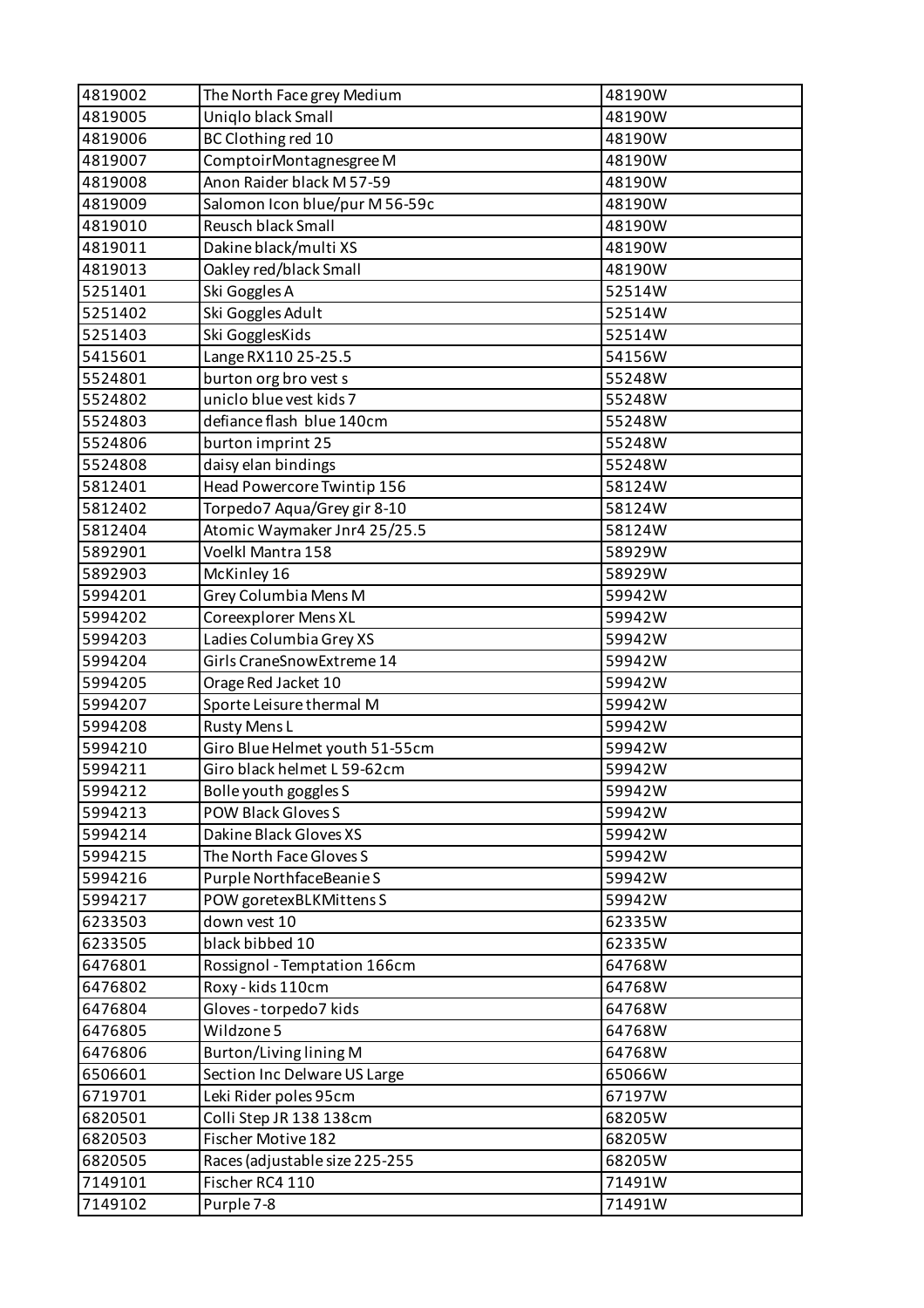| 4819002 | The North Face grey Medium | 48190W |
|---|---|---|
| 4819005 | Uniqlo black Small | 48190W |
| 4819006 | BC Clothing red 10 | 48190W |
| 4819007 | ComptoirMontagnesgree M | 48190W |
| 4819008 | Anon Raider black M 57-59 | 48190W |
| 4819009 | Salomon Icon blue/pur M 56-59c | 48190W |
| 4819010 | Reusch black Small | 48190W |
| 4819011 | Dakine black/multi XS | 48190W |
| 4819013 | Oakley red/black Small | 48190W |
| 5251401 | Ski Goggles A | 52514W |
| 5251402 | Ski Goggles Adult | 52514W |
| 5251403 | Ski GogglesKids | 52514W |
| 5415601 | Lange RX110 25-25.5 | 54156W |
| 5524801 | burton org bro vest s | 55248W |
| 5524802 | uniclo blue vest kids 7 | 55248W |
| 5524803 | defiance flash blue 140cm | 55248W |
| 5524806 | burton imprint 25 | 55248W |
| 5524808 | daisy elan bindings | 55248W |
| 5812401 | Head Powercore Twintip 156 | 58124W |
| 5812402 | Torpedo7 Aqua/Grey gir 8-10 | 58124W |
| 5812404 | Atomic Waymaker Jnr4 25/25.5 | 58124W |
| 5892901 | Voelkl Mantra 158 | 58929W |
| 5892903 | McKinley 16 | 58929W |
| 5994201 | Grey Columbia Mens M | 59942W |
| 5994202 | Coreexplorer Mens XL | 59942W |
| 5994203 | Ladies Columbia Grey XS | 59942W |
| 5994204 | Girls CraneSnowExtreme 14 | 59942W |
| 5994205 | Orage Red Jacket 10 | 59942W |
| 5994207 | Sporte Leisure thermal M | 59942W |
| 5994208 | Rusty Mens L | 59942W |
| 5994210 | Giro Blue Helmet youth 51-55cm | 59942W |
| 5994211 | Giro black helmet L 59-62cm | 59942W |
| 5994212 | Bolle youth goggles S | 59942W |
| 5994213 | POW Black Gloves S | 59942W |
| 5994214 | Dakine Black Gloves XS | 59942W |
| 5994215 | The North Face Gloves S | 59942W |
| 5994216 | Purple NorthfaceBeanie S | 59942W |
| 5994217 | POW goretexBLKMittens S | 59942W |
| 6233503 | down vest 10 | 62335W |
| 6233505 | black bibbed 10 | 62335W |
| 6476801 | Rossignol - Temptation 166cm | 64768W |
| 6476802 | Roxy - kids 110cm | 64768W |
| 6476804 | Gloves - torpedo7 kids | 64768W |
| 6476805 | Wildzone 5 | 64768W |
| 6476806 | Burton/Living lining M | 64768W |
| 6506601 | Section Inc Delware US Large | 65066W |
| 6719701 | Leki Rider poles 95cm | 67197W |
| 6820501 | Colli Step JR 138 138cm | 68205W |
| 6820503 | Fischer Motive 182 | 68205W |
| 6820505 | Races (adjustable size 225-255 | 68205W |
| 7149101 | Fischer RC4 110 | 71491W |
| 7149102 | Purple 7-8 | 71491W |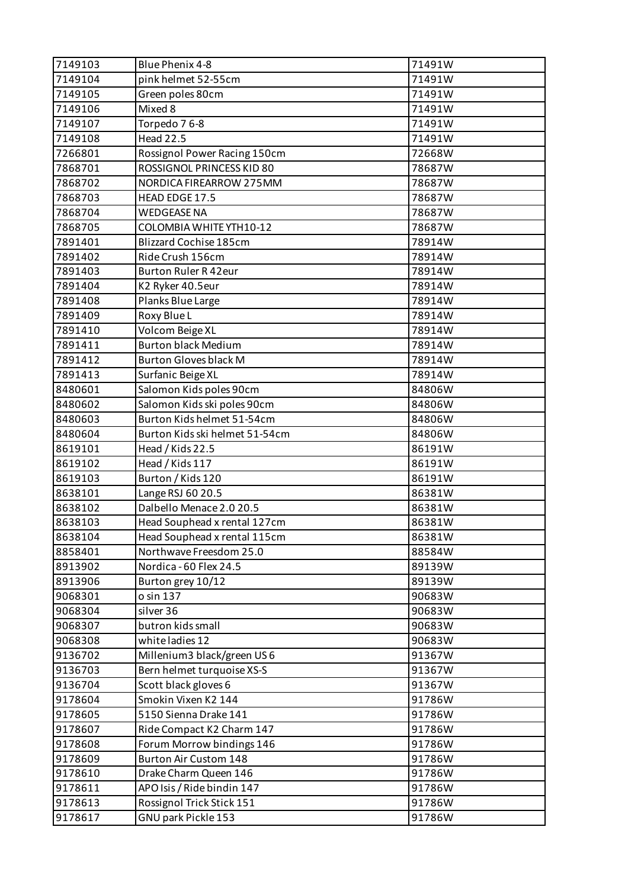| 7149103 | Blue Phenix 4-8 | 71491W |
|---|---|---|
| 7149104 | pink helmet 52-55cm | 71491W |
| 7149105 | Green poles 80cm | 71491W |
| 7149106 | Mixed 8 | 71491W |
| 7149107 | Torpedo 7 6-8 | 71491W |
| 7149108 | Head 22.5 | 71491W |
| 7266801 | Rossignol Power Racing 150cm | 72668W |
| 7868701 | ROSSIGNOL PRINCESS KID 80 | 78687W |
| 7868702 | NORDICA FIREARROW 275MM | 78687W |
| 7868703 | HEAD EDGE 17.5 | 78687W |
| 7868704 | WEDGEASE NA | 78687W |
| 7868705 | COLOMBIA WHITE YTH10-12 | 78687W |
| 7891401 | Blizzard Cochise 185cm | 78914W |
| 7891402 | Ride Crush 156cm | 78914W |
| 7891403 | Burton Ruler R 42eur | 78914W |
| 7891404 | K2 Ryker 40.5eur | 78914W |
| 7891408 | Planks Blue Large | 78914W |
| 7891409 | Roxy Blue L | 78914W |
| 7891410 | Volcom Beige XL | 78914W |
| 7891411 | Burton black Medium | 78914W |
| 7891412 | Burton Gloves black M | 78914W |
| 7891413 | Surfanic Beige XL | 78914W |
| 8480601 | Salomon Kids poles 90cm | 84806W |
| 8480602 | Salomon Kids ski poles 90cm | 84806W |
| 8480603 | Burton Kids helmet 51-54cm | 84806W |
| 8480604 | Burton Kids ski helmet 51-54cm | 84806W |
| 8619101 | Head / Kids 22.5 | 86191W |
| 8619102 | Head / Kids 117 | 86191W |
| 8619103 | Burton / Kids 120 | 86191W |
| 8638101 | Lange RSJ 60 20.5 | 86381W |
| 8638102 | Dalbello Menace 2.0 20.5 | 86381W |
| 8638103 | Head Souphead x rental 127cm | 86381W |
| 8638104 | Head Souphead x rental 115cm | 86381W |
| 8858401 | Northwave Freesdom 25.0 | 88584W |
| 8913902 | Nordica - 60 Flex 24.5 | 89139W |
| 8913906 | Burton grey 10/12 | 89139W |
| 9068301 | o sin 137 | 90683W |
| 9068304 | silver 36 | 90683W |
| 9068307 | butron kids small | 90683W |
| 9068308 | white ladies 12 | 90683W |
| 9136702 | Millenium3 black/green US 6 | 91367W |
| 9136703 | Bern helmet turquoise XS-S | 91367W |
| 9136704 | Scott black gloves 6 | 91367W |
| 9178604 | Smokin Vixen K2 144 | 91786W |
| 9178605 | 5150 Sienna Drake 141 | 91786W |
| 9178607 | Ride Compact K2 Charm 147 | 91786W |
| 9178608 | Forum Morrow bindings 146 | 91786W |
| 9178609 | Burton Air Custom 148 | 91786W |
| 9178610 | Drake Charm Queen 146 | 91786W |
| 9178611 | APO Isis / Ride bindin 147 | 91786W |
| 9178613 | Rossignol Trick Stick 151 | 91786W |
| 9178617 | GNU park Pickle 153 | 91786W |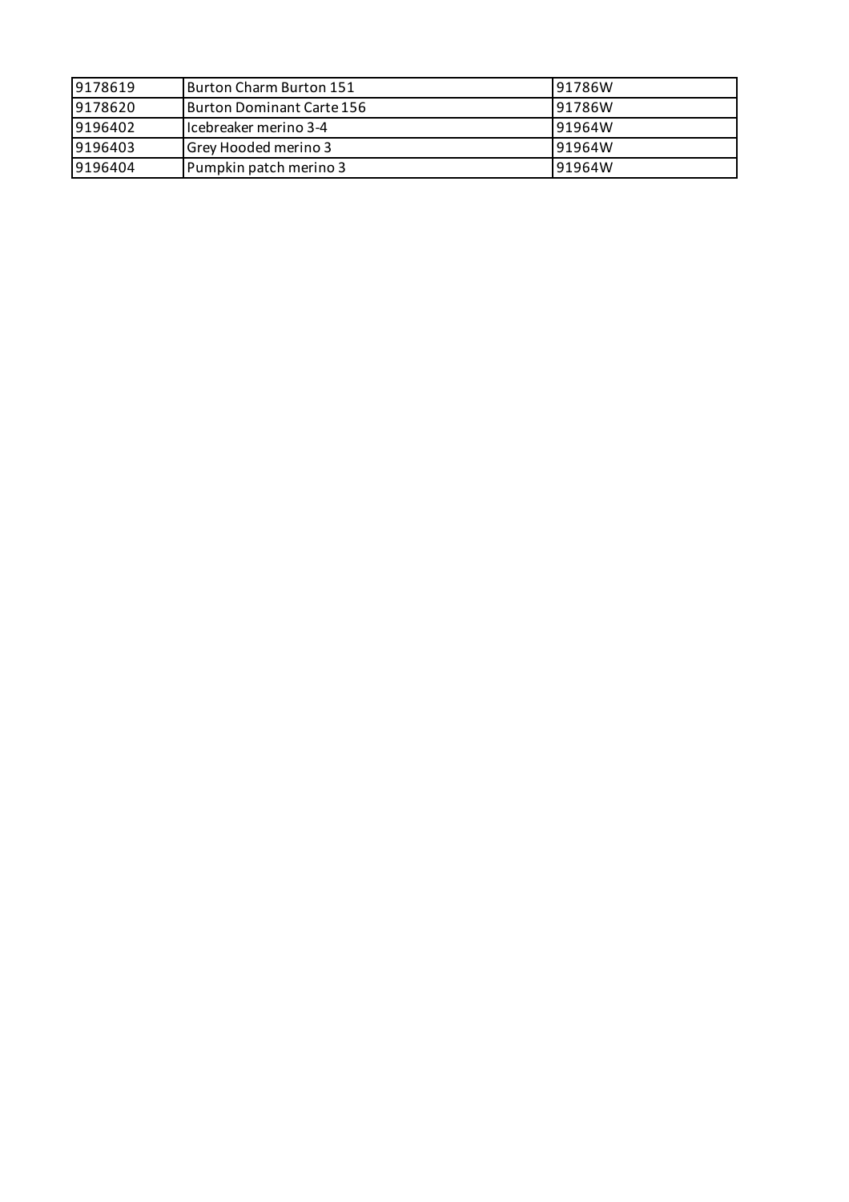| | | |
|---|---|---|
| 9178619 | Burton Charm Burton 151 | 91786W |
| 9178620 | Burton Dominant Carte 156 | 91786W |
| 9196402 | Icebreaker merino 3-4 | 91964W |
| 9196403 | Grey Hooded merino 3 | 91964W |
| 9196404 | Pumpkin patch merino 3 | 91964W |